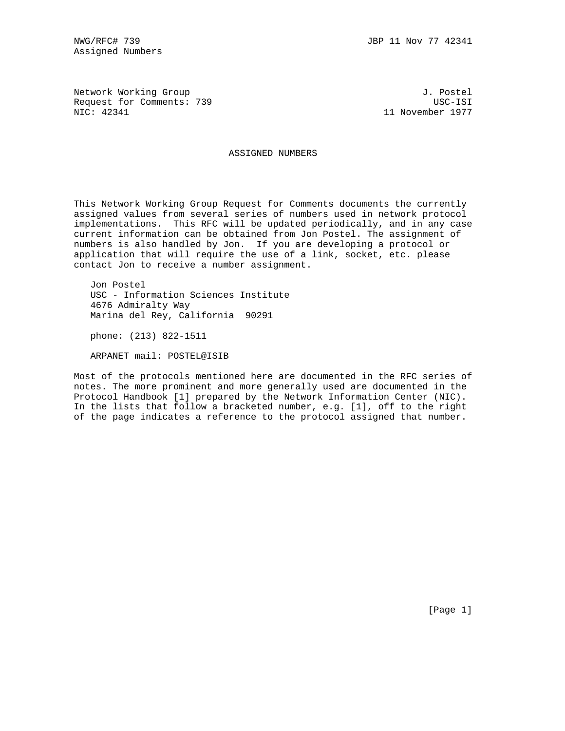Network Working Group J. Postel
Request for Comments: 739 USC-ISI
NIC: 42341 11 November 1977

# ASSIGNED NUMBERS

This Network Working Group Request for Comments documents the currently assigned values from several series of numbers used in network protocol implementations. This RFC will be updated periodically, and in any case current information can be obtained from Jon Postel. The assignment of numbers is also handled by Jon. If you are developing a protocol or application that will require the use of a link, socket, etc. please contact Jon to receive a number assignment.

Jon Postel
USC - Information Sciences Institute
4676 Admiralty Way
Marina del Rey, California 90291

phone: (213) 822-1511

ARPANET mail: POSTEL@ISIB

Most of the protocols mentioned here are documented in the RFC series of notes. The more prominent and more generally used are documented in the Protocol Handbook [1] prepared by the Network Information Center (NIC). In the lists that follow a bracketed number, e.g. [1], off to the right of the page indicates a reference to the protocol assigned that number.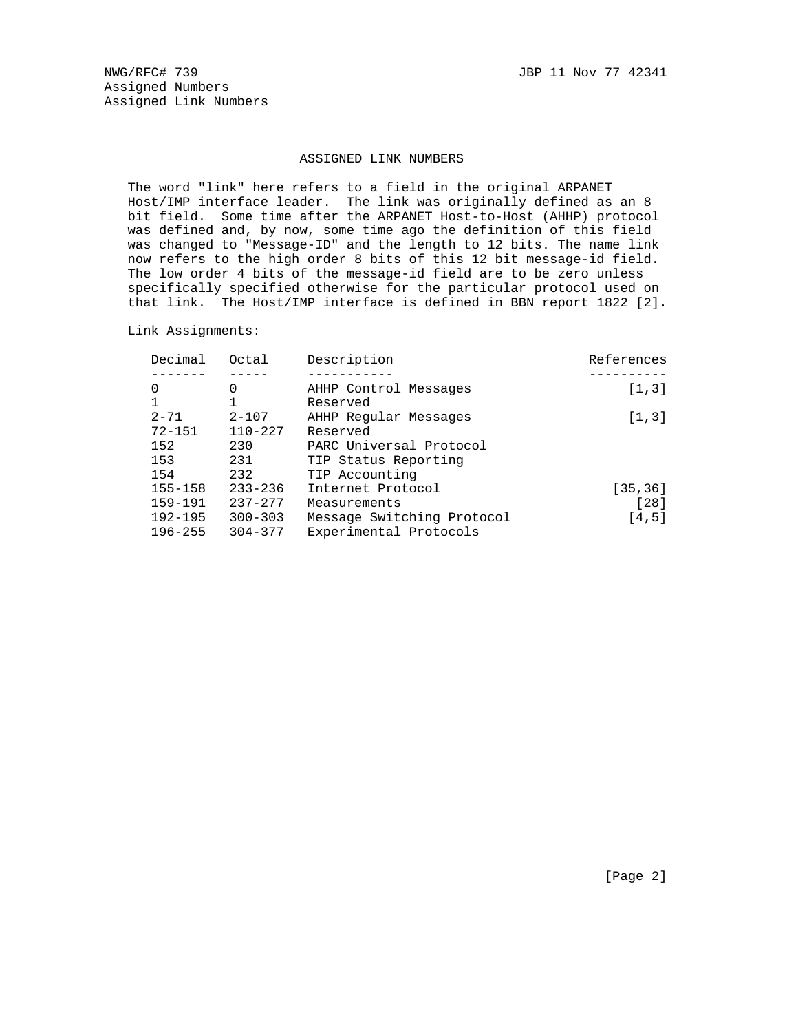# ASSIGNED LINK NUMBERS

The word "link" here refers to a field in the original ARPANET Host/IMP interface leader. The link was originally defined as an 8 bit field. Some time after the ARPANET Host-to-Host (AHHP) protocol was defined and, by now, some time ago the definition of this field was changed to "Message-ID" and the length to 12 bits. The name link now refers to the high order 8 bits of this 12 bit message-id field. The low order 4 bits of the message-id field are to be zero unless specifically specified otherwise for the particular protocol used on that link. The Host/IMP interface is defined in BBN report 1822 [2].

Link Assignments:

| Decimal | Octal | Description | References |
|---|---|---|---|
| 0 | 0 | AHHP Control Messages | [1,3] |
| 1 | 1 | Reserved | |
| 2-71 | 2-107 | AHHP Regular Messages | [1,3] |
| 72-151 | 110-227 | Reserved | |
| 152 | 230 | PARC Universal Protocol | |
| 153 | 231 | TIP Status Reporting | |
| 154 | 232 | TIP Accounting | |
| 155-158 | 233-236 | Internet Protocol | [35,36] |
| 159-191 | 237-277 | Measurements | [28] |
| 192-195 | 300-303 | Message Switching Protocol | [4,5] |
| 196-255 | 304-377 | Experimental Protocols | |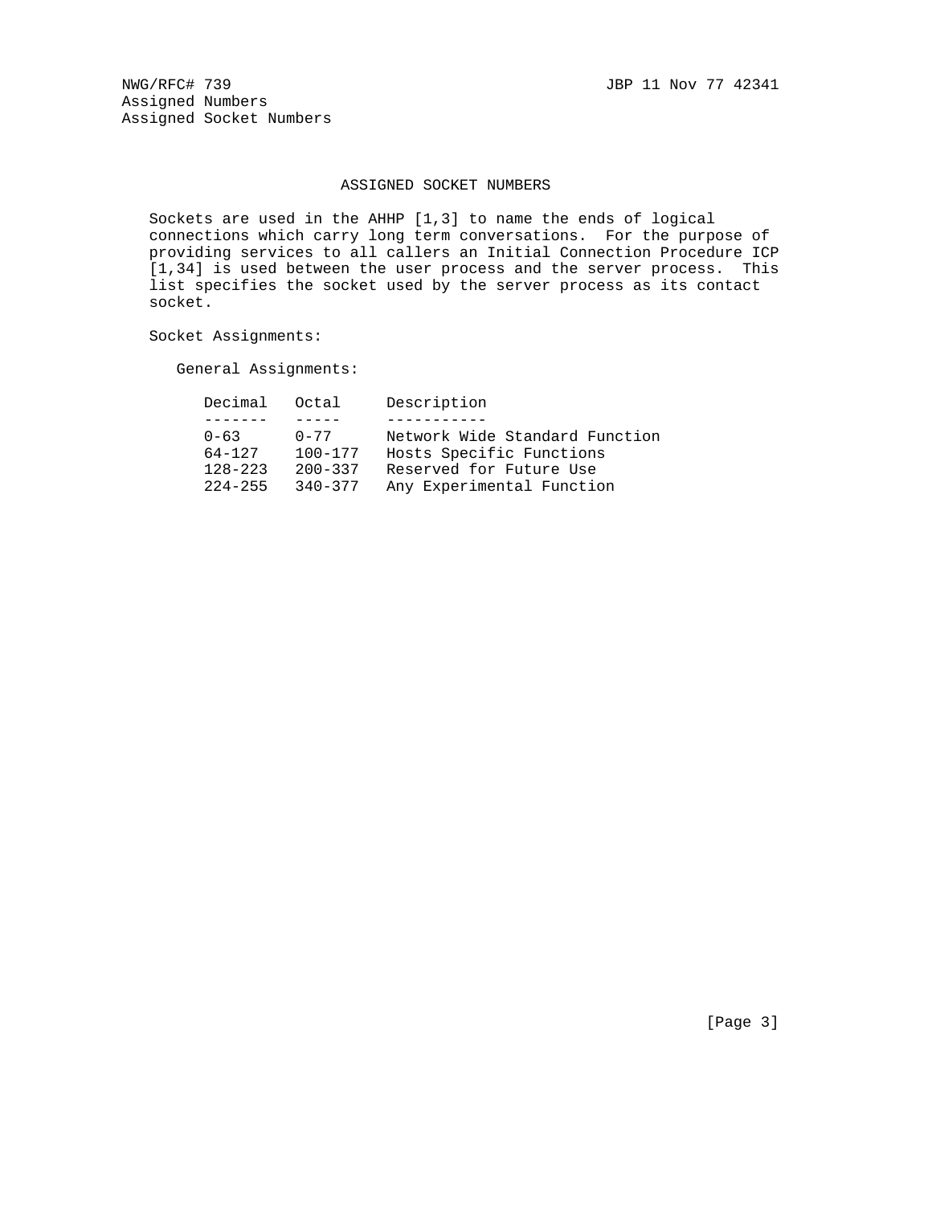# ASSIGNED SOCKET NUMBERS

Sockets are used in the AHHP [1,3] to name the ends of logical connections which carry long term conversations. For the purpose of providing services to all callers an Initial Connection Procedure ICP [1,34] is used between the user process and the server process. This list specifies the socket used by the server process as its contact socket.

Socket Assignments:

General Assignments:

| Decimal | Octal | Description |
|---|---|---|
| 0-63 | 0-77 | Network Wide Standard Function |
| 64-127 | 100-177 | Hosts Specific Functions |
| 128-223 | 200-337 | Reserved for Future Use |
| 224-255 | 340-377 | Any Experimental Function |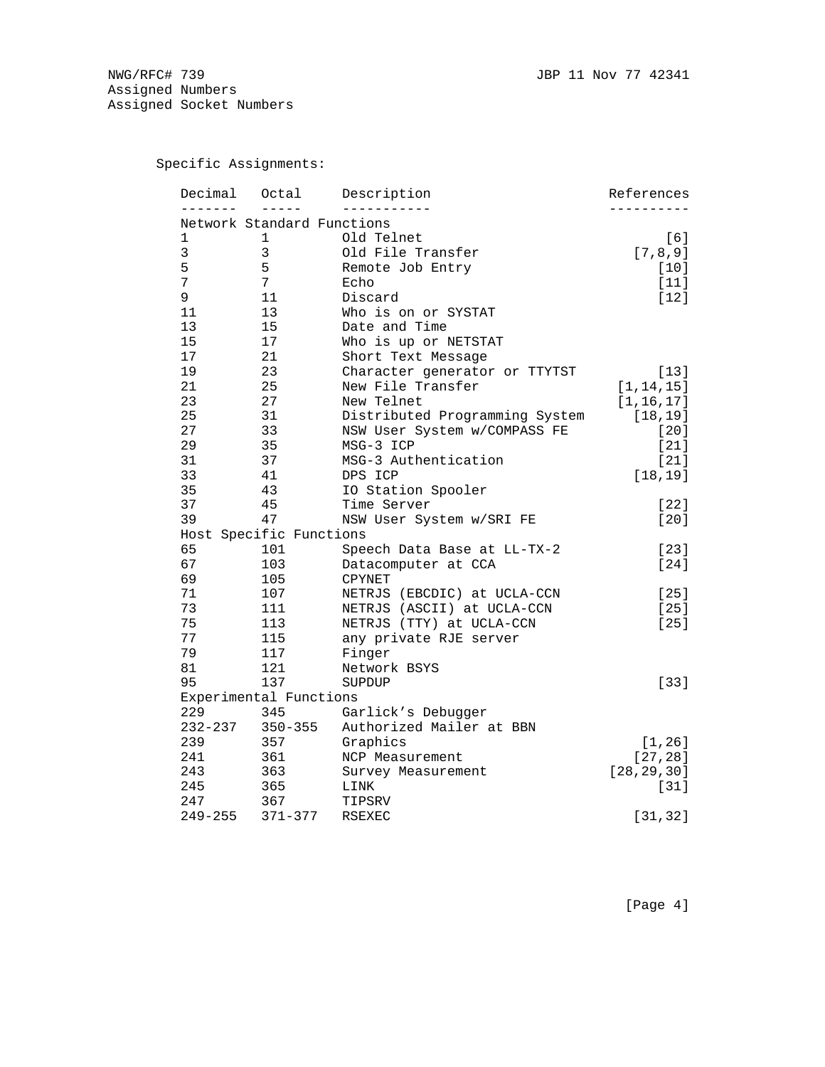Specific Assignments:

| Decimal | Octal | Description | References |
|---|---|---|---|
| Network Standard Functions | | | |
| 1 | 1 | Old Telnet | [6] |
| 3 | 3 | Old File Transfer | [7,8,9] |
| 5 | 5 | Remote Job Entry | [10] |
| 7 | 7 | Echo | [11] |
| 9 | 11 | Discard | [12] |
| 11 | 13 | Who is on or SYSTAT | |
| 13 | 15 | Date and Time | |
| 15 | 17 | Who is up or NETSTAT | |
| 17 | 21 | Short Text Message | |
| 19 | 23 | Character generator or TTYTST | [13] |
| 21 | 25 | New File Transfer | [1,14,15] |
| 23 | 27 | New Telnet | [1,16,17] |
| 25 | 31 | Distributed Programming System | [18,19] |
| 27 | 33 | NSW User System w/COMPASS FE | [20] |
| 29 | 35 | MSG-3 ICP | [21] |
| 31 | 37 | MSG-3 Authentication | [21] |
| 33 | 41 | DPS ICP | [18,19] |
| 35 | 43 | IO Station Spooler | |
| 37 | 45 | Time Server | [22] |
| 39 | 47 | NSW User System w/SRI FE | [20] |
| Host Specific Functions | | | |
| 65 | 101 | Speech Data Base at LL-TX-2 | [23] |
| 67 | 103 | Datacomputer at CCA | [24] |
| 69 | 105 | CPYNET | |
| 71 | 107 | NETRJS (EBCDIC) at UCLA-CCN | [25] |
| 73 | 111 | NETRJS (ASCII) at UCLA-CCN | [25] |
| 75 | 113 | NETRJS (TTY) at UCLA-CCN | [25] |
| 77 | 115 | any private RJE server | |
| 79 | 117 | Finger | |
| 81 | 121 | Network BSYS | |
| 95 | 137 | SUPDUP | [33] |
| Experimental Functions | | | |
| 229 | 345 | Garlick's Debugger | |
| 232-237 | 350-355 | Authorized Mailer at BBN | |
| 239 | 357 | Graphics | [1,26] |
| 241 | 361 | NCP Measurement | [27,28] |
| 243 | 363 | Survey Measurement | [28,29,30] |
| 245 | 365 | LINK | [31] |
| 247 | 367 | TIPSRV | |
| 249-255 | 371-377 | RSEXEC | [31,32] |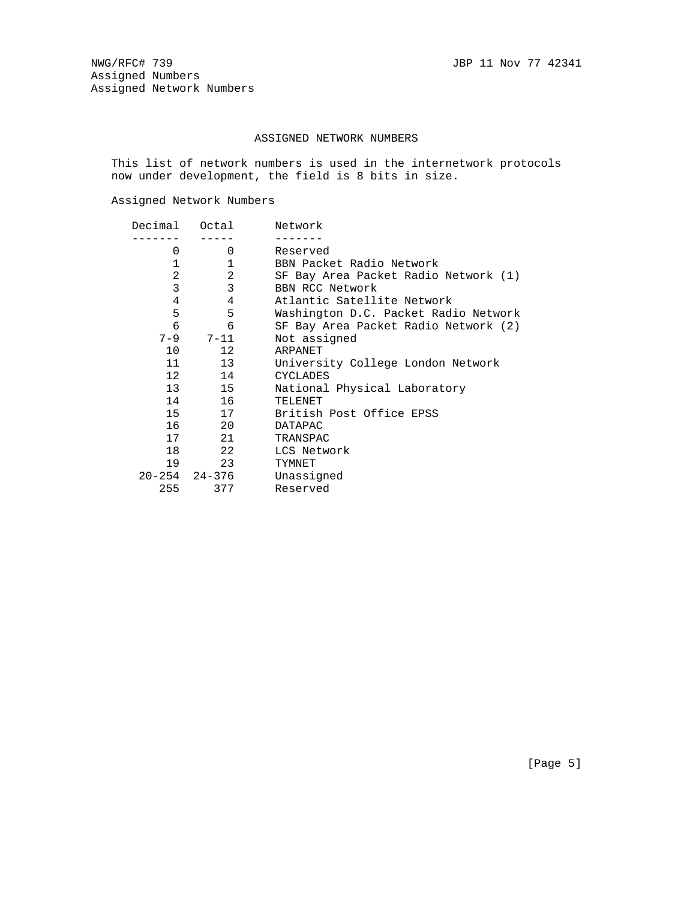# ASSIGNED NETWORK NUMBERS

This list of network numbers is used in the internetwork protocols now under development, the field is 8 bits in size.

Assigned Network Numbers

| Decimal | Octal | Network |
|---|---|---|
| 0 | 0 | Reserved |
| 1 | 1 | BBN Packet Radio Network |
| 2 | 2 | SF Bay Area Packet Radio Network (1) |
| 3 | 3 | BBN RCC Network |
| 4 | 4 | Atlantic Satellite Network |
| 5 | 5 | Washington D.C. Packet Radio Network |
| 6 | 6 | SF Bay Area Packet Radio Network (2) |
| 7-9 | 7-11 | Not assigned |
| 10 | 12 | ARPANET |
| 11 | 13 | University College London Network |
| 12 | 14 | CYCLADES |
| 13 | 15 | National Physical Laboratory |
| 14 | 16 | TELENET |
| 15 | 17 | British Post Office EPSS |
| 16 | 20 | DATAPAC |
| 17 | 21 | TRANSPAC |
| 18 | 22 | LCS Network |
| 19 | 23 | TYMNET |
| 20-254 | 24-376 | Unassigned |
| 255 | 377 | Reserved |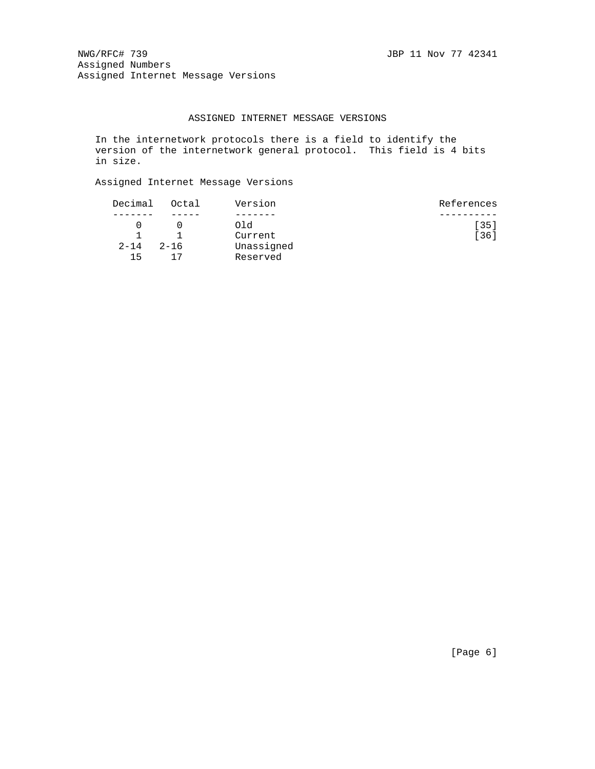# ASSIGNED INTERNET MESSAGE VERSIONS

In the internetwork protocols there is a field to identify the version of the internetwork general protocol. This field is 4 bits in size.

Assigned Internet Message Versions

| Decimal | Octal | Version | References |
|---|---|---|---|
| 0 | 0 | Old | [35] |
| 1 | 1 | Current | [36] |
| 2-14 | 2-16 | Unassigned | |
| 15 | 17 | Reserved | |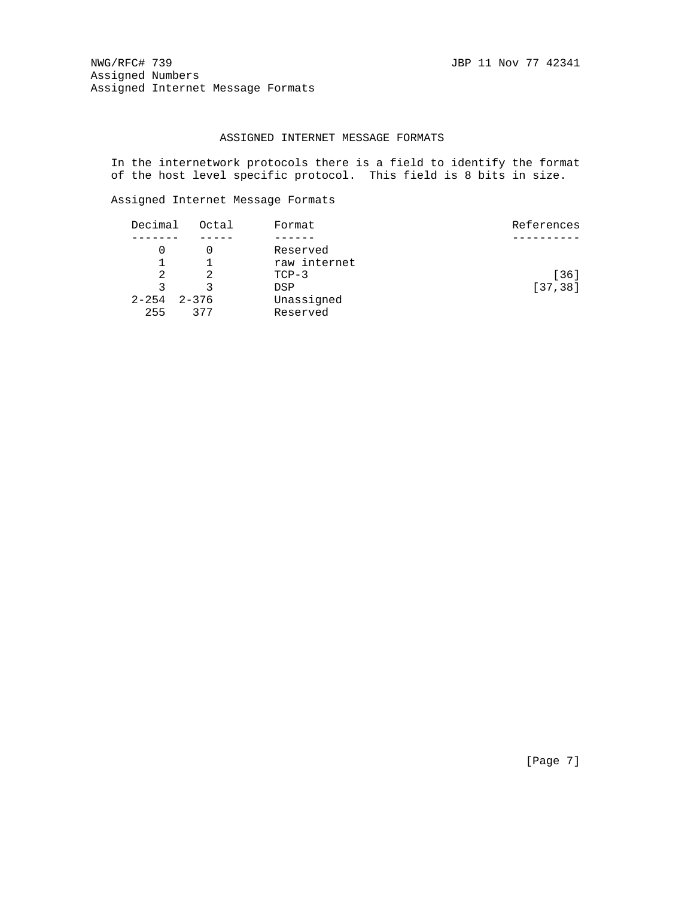# ASSIGNED INTERNET MESSAGE FORMATS

In the internetwork protocols there is a field to identify the format of the host level specific protocol. This field is 8 bits in size.

Assigned Internet Message Formats

| Decimal | Octal | Format | References |
|---|---|---|---|
| 0 | 0 | Reserved | |
| 1 | 1 | raw internet | |
| 2 | 2 | TCP-3 | [36] |
| 3 | 3 | DSP | [37,38] |
| 2-254 | 2-376 | Unassigned | |
| 255 | 377 | Reserved | |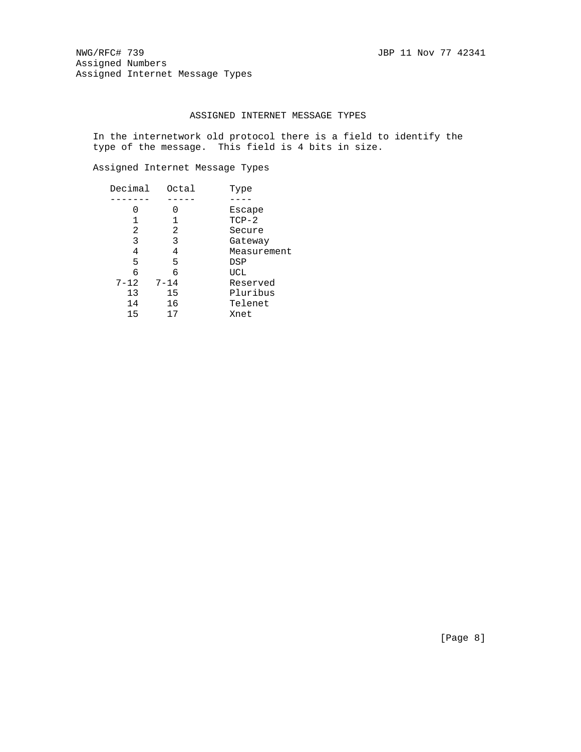## ASSIGNED INTERNET MESSAGE TYPES

In the internetwork old protocol there is a field to identify the type of the message. This field is 4 bits in size.

Assigned Internet Message Types

| Decimal | Octal | Type |
|---|---|---|
| 0 | 0 | Escape |
| 1 | 1 | TCP-2 |
| 2 | 2 | Secure |
| 3 | 3 | Gateway |
| 4 | 4 | Measurement |
| 5 | 5 | DSP |
| 6 | 6 | UCL |
| 7-12 | 7-14 | Reserved |
| 13 | 15 | Pluribus |
| 14 | 16 | Telenet |
| 15 | 17 | Xnet |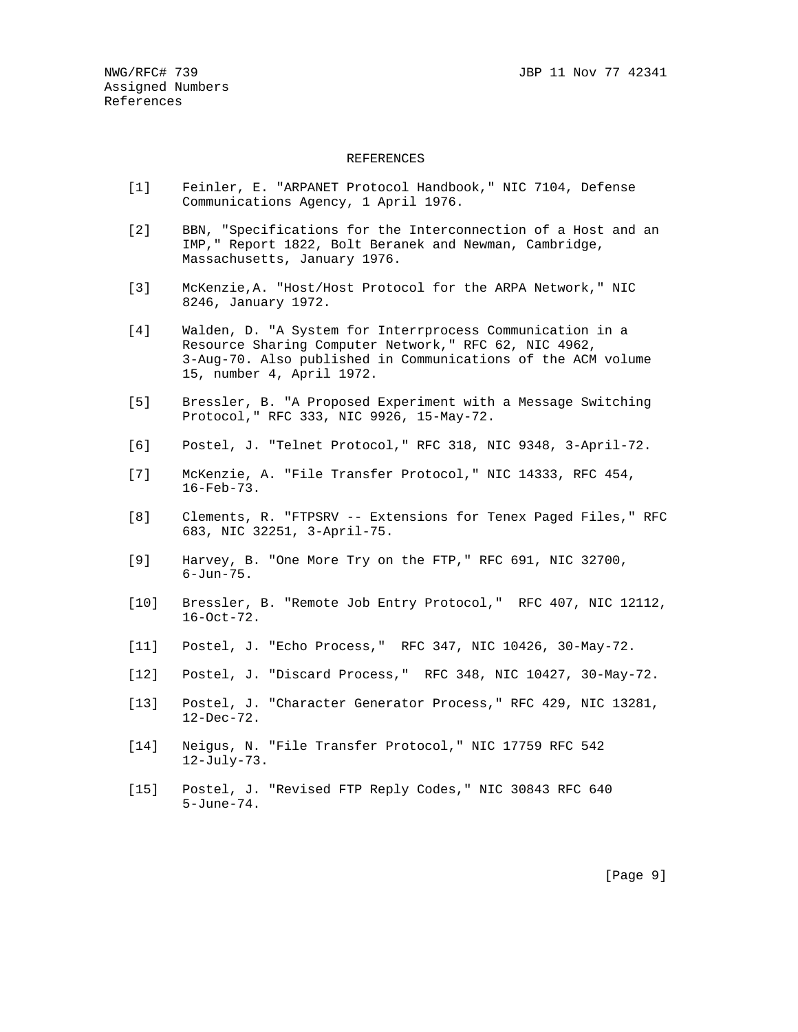# REFERENCES

[1] Feinler, E. "ARPANET Protocol Handbook," NIC 7104, Defense Communications Agency, 1 April 1976.

[2] BBN, "Specifications for the Interconnection of a Host and an IMP," Report 1822, Bolt Beranek and Newman, Cambridge, Massachusetts, January 1976.

[3] McKenzie,A. "Host/Host Protocol for the ARPA Network," NIC 8246, January 1972.

[4] Walden, D. "A System for Interrprocess Communication in a Resource Sharing Computer Network," RFC 62, NIC 4962, 3-Aug-70. Also published in Communications of the ACM volume 15, number 4, April 1972.

[5] Bressler, B. "A Proposed Experiment with a Message Switching Protocol," RFC 333, NIC 9926, 15-May-72.

[6] Postel, J. "Telnet Protocol," RFC 318, NIC 9348, 3-April-72.

[7] McKenzie, A. "File Transfer Protocol," NIC 14333, RFC 454, 16-Feb-73.

[8] Clements, R. "FTPSRV -- Extensions for Tenex Paged Files," RFC 683, NIC 32251, 3-April-75.

[9] Harvey, B. "One More Try on the FTP," RFC 691, NIC 32700, 6-Jun-75.

[10] Bressler, B. "Remote Job Entry Protocol," RFC 407, NIC 12112, 16-Oct-72.

[11] Postel, J. "Echo Process," RFC 347, NIC 10426, 30-May-72.

[12] Postel, J. "Discard Process," RFC 348, NIC 10427, 30-May-72.

[13] Postel, J. "Character Generator Process," RFC 429, NIC 13281, 12-Dec-72.

[14] Neigus, N. "File Transfer Protocol," NIC 17759 RFC 542 12-July-73.

[15] Postel, J. "Revised FTP Reply Codes," NIC 30843 RFC 640 5-June-74.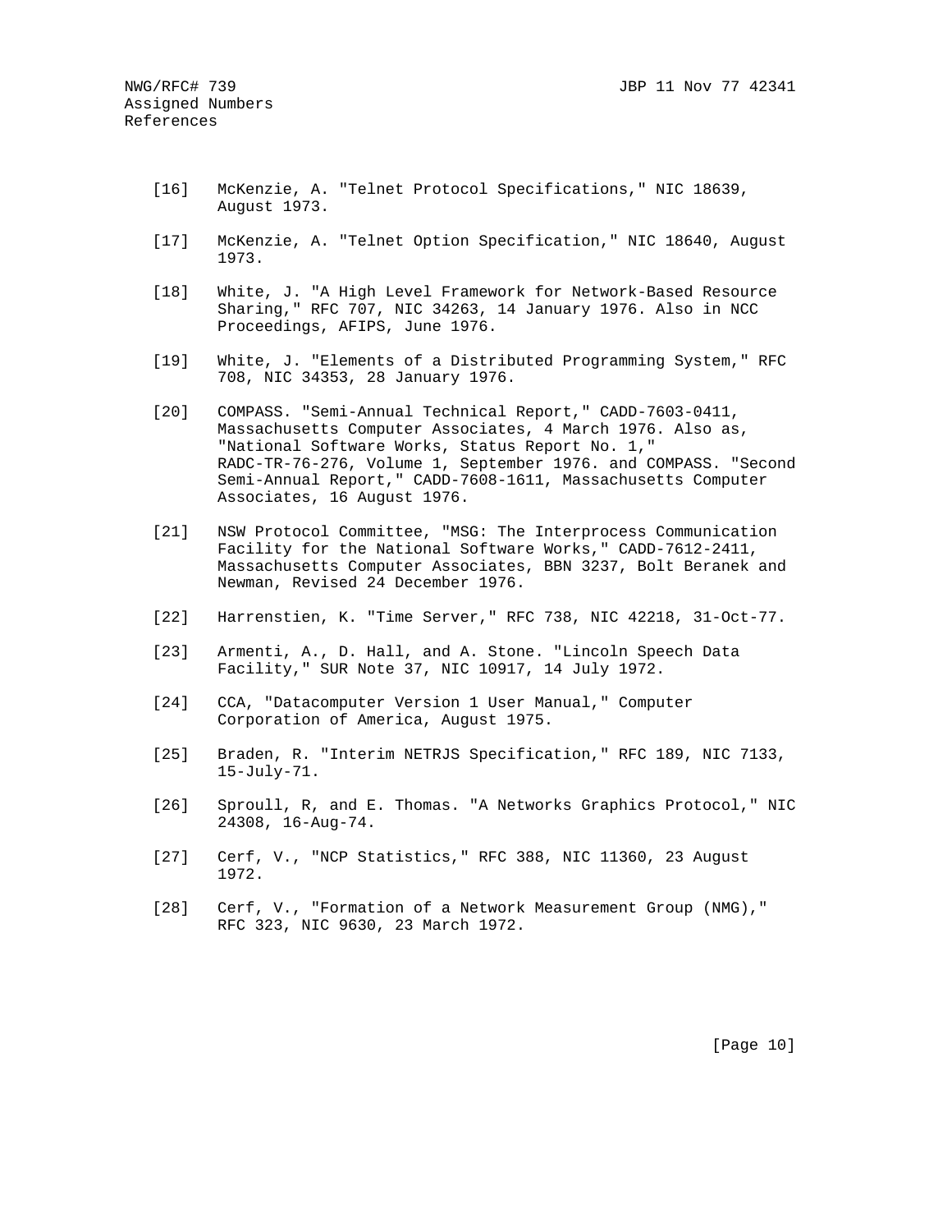[16] McKenzie, A. "Telnet Protocol Specifications," NIC 18639, August 1973.

[17] McKenzie, A. "Telnet Option Specification," NIC 18640, August 1973.

[18] White, J. "A High Level Framework for Network-Based Resource Sharing," RFC 707, NIC 34263, 14 January 1976. Also in NCC Proceedings, AFIPS, June 1976.

[19] White, J. "Elements of a Distributed Programming System," RFC 708, NIC 34353, 28 January 1976.

[20] COMPASS. "Semi-Annual Technical Report," CADD-7603-0411, Massachusetts Computer Associates, 4 March 1976. Also as, "National Software Works, Status Report No. 1," RADC-TR-76-276, Volume 1, September 1976. and COMPASS. "Second Semi-Annual Report," CADD-7608-1611, Massachusetts Computer Associates, 16 August 1976.

[21] NSW Protocol Committee, "MSG: The Interprocess Communication Facility for the National Software Works," CADD-7612-2411, Massachusetts Computer Associates, BBN 3237, Bolt Beranek and Newman, Revised 24 December 1976.

[22] Harrenstien, K. "Time Server," RFC 738, NIC 42218, 31-Oct-77.

[23] Armenti, A., D. Hall, and A. Stone. "Lincoln Speech Data Facility," SUR Note 37, NIC 10917, 14 July 1972.

[24] CCA, "Datacomputer Version 1 User Manual," Computer Corporation of America, August 1975.

[25] Braden, R. "Interim NETRJS Specification," RFC 189, NIC 7133, 15-July-71.

[26] Sproull, R, and E. Thomas. "A Networks Graphics Protocol," NIC 24308, 16-Aug-74.

[27] Cerf, V., "NCP Statistics," RFC 388, NIC 11360, 23 August 1972.

[28] Cerf, V., "Formation of a Network Measurement Group (NMG)," RFC 323, NIC 9630, 23 March 1972.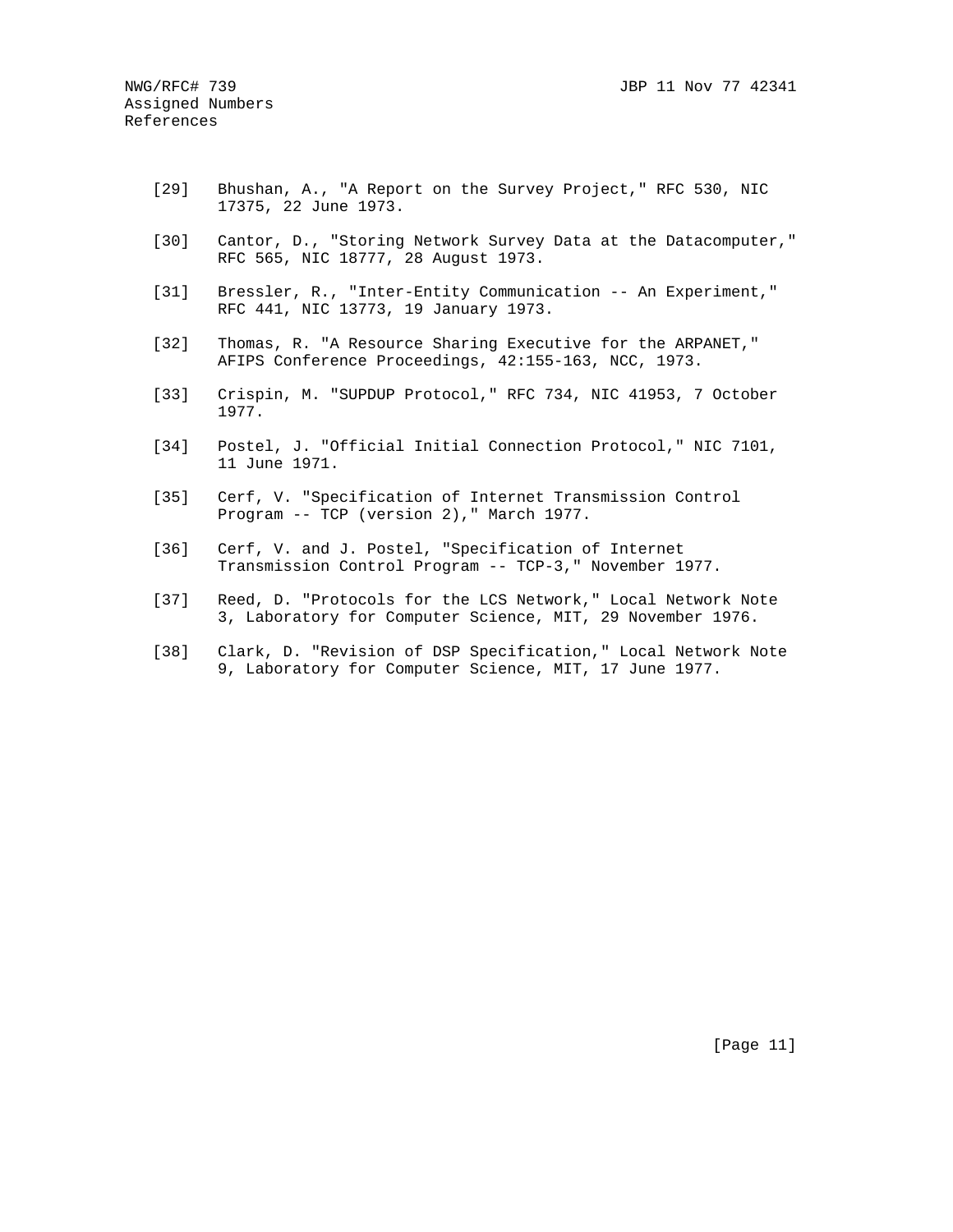[29] Bhushan, A., "A Report on the Survey Project," RFC 530, NIC 17375, 22 June 1973.

[30] Cantor, D., "Storing Network Survey Data at the Datacomputer," RFC 565, NIC 18777, 28 August 1973.

[31] Bressler, R., "Inter-Entity Communication -- An Experiment," RFC 441, NIC 13773, 19 January 1973.

[32] Thomas, R. "A Resource Sharing Executive for the ARPANET," AFIPS Conference Proceedings, 42:155-163, NCC, 1973.

[33] Crispin, M. "SUPDUP Protocol," RFC 734, NIC 41953, 7 October 1977.

[34] Postel, J. "Official Initial Connection Protocol," NIC 7101, 11 June 1971.

[35] Cerf, V. "Specification of Internet Transmission Control Program -- TCP (version 2)," March 1977.

[36] Cerf, V. and J. Postel, "Specification of Internet Transmission Control Program -- TCP-3," November 1977.

[37] Reed, D. "Protocols for the LCS Network," Local Network Note 3, Laboratory for Computer Science, MIT, 29 November 1976.

[38] Clark, D. "Revision of DSP Specification," Local Network Note 9, Laboratory for Computer Science, MIT, 17 June 1977.